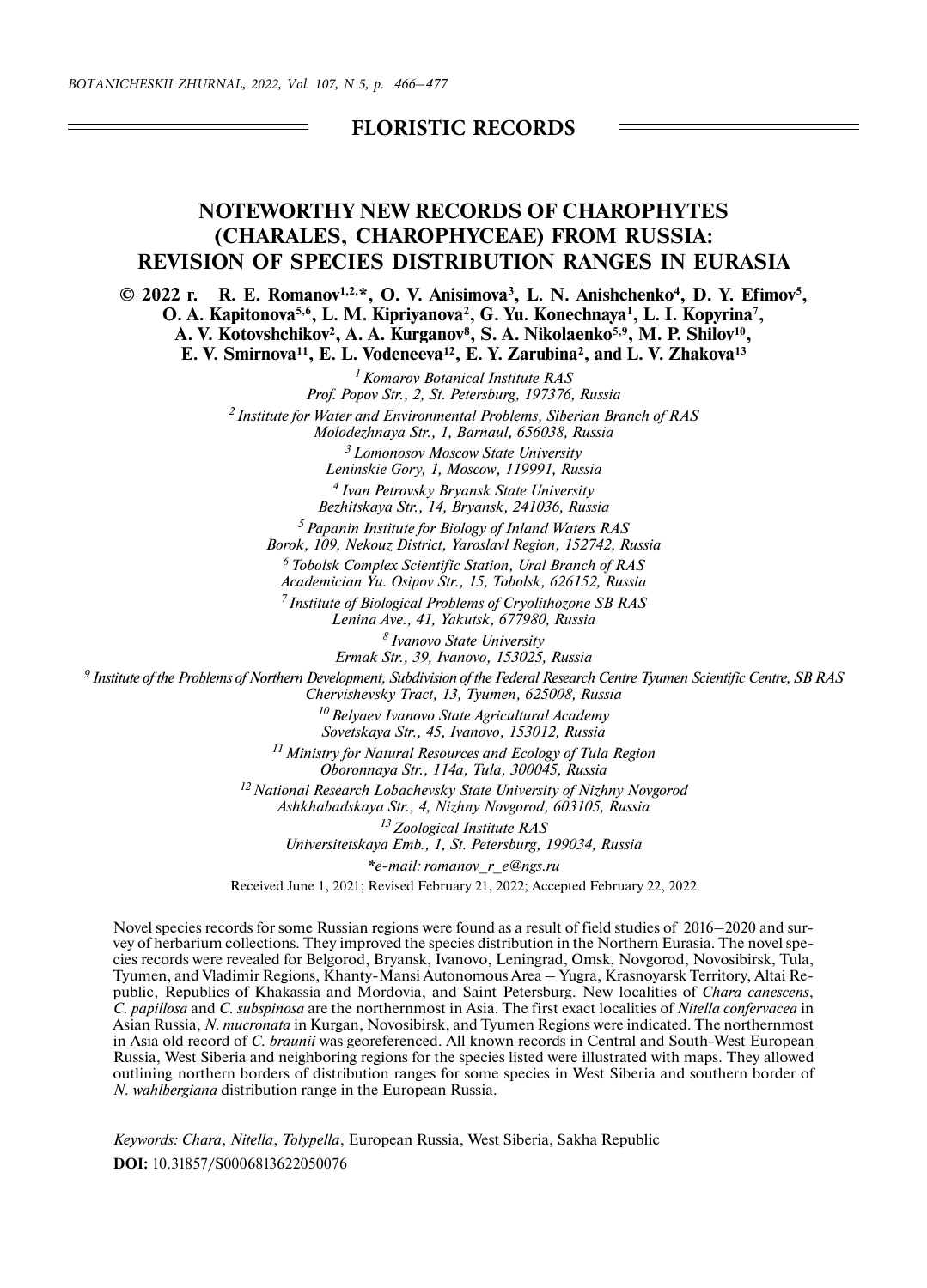## FLORISTIC RECORDS

# NOTEWORTHY NEW RECORDS OF CHAROPHYTES (CHARALES, CHAROPHYCEAE) FROM RUSSIA: REVISION OF SPECIES DISTRIBUTION RANGES IN EURASIA

**© 2022 г. R. E. Romanov[1,2,*], O. V. Anisimova[3], L. N. Anishchenko[4], D. Y. Efimov[5], O. A. Kapitonova[5,6], L. M. Kipriyanova[2], G. Yu. Konechnaya[1], L. I. Kopyrina[7], A. V. Kotovshchikov[2], A. A. Kurganov[8], S. A. Nikolaenko[5,9], M. P. Shilov[10], E. V. Smirnova[11], E. L. Vodeneeva[12], E. Y. Zarubina[2], and L. V. Zhakova[13]**

[1] *Komarov Botanical Institute RAS*
*Prof. Popov Str., 2, St. Petersburg, 197376, Russia*

[2] *Institute for Water and Environmental Problems, Siberian Branch of RAS*
*Molodezhnaya Str., 1, Barnaul, 656038, Russia*

[3] *Lomonosov Moscow State University*
*Leninskie Gory, 1, Moscow, 119991, Russia*

[4] *Ivan Petrovsky Bryansk State University*
*Bezhitskaya Str., 14, Bryansk, 241036, Russia*

[5] *Papanin Institute for Biology of Inland Waters RAS*
*Borok, 109, Nekouz District, Yaroslavl Region, 152742, Russia*

[6] *Tobolsk Complex Scientific Station, Ural Branch of RAS*
*Academician Yu. Osipov Str., 15, Tobolsk, 626152, Russia*

[7] *Institute of Biological Problems of Cryolithozone SB RAS*
*Lenina Ave., 41, Yakutsk, 677980, Russia*

[8] *Ivanovo State University*
*Ermak Str., 39, Ivanovo, 153025, Russia*

[9] *Institute of the Problems of Northern Development, Subdivision of the Federal Research Centre Tyumen Scientific Centre, SB RAS*
*Chervishevsky Tract, 13, Tyumen, 625008, Russia*

[10] *Belyaev Ivanovo State Agricultural Academy*
*Sovetskaya Str., 45, Ivanovo, 153012, Russia*

[11] *Ministry for Natural Resources and Ecology of Tula Region*
*Oboronnaya Str., 114a, Tula, 300045, Russia*

[12] *National Research Lobachevsky State University of Nizhny Novgorod*
*Ashkhabadskaya Str., 4, Nizhny Novgorod, 603105, Russia*

[13] *Zoological Institute RAS*
*Universitetskaya Emb., 1, St. Petersburg, 199034, Russia*

**e-mail: romanov_r_e@ngs.ru*

Received June 1, 2021; Revised February 21, 2022; Accepted February 22, 2022

Novel species records for some Russian regions were found as a result of field studies of 2016–2020 and survey of herbarium collections. They improved the species distribution in the Northern Eurasia. The novel species records were revealed for Belgorod, Bryansk, Ivanovo, Leningrad, Omsk, Novgorod, Novosibirsk, Tula, Tyumen, and Vladimir Regions, Khanty-Mansi Autonomous Area – Yugra, Krasnoyarsk Territory, Altai Republic, Republics of Khakassia and Mordovia, and Saint Petersburg. New localities of *Chara canescens*, *C. papillosa* and *C. subspinosa* are the northernmost in Asia. The first exact localities of *Nitella confervacea* in Asian Russia, *N. mucronata* in Kurgan, Novosibirsk, and Tyumen Regions were indicated. The northernmost in Asia old record of *C. braunii* was georeferenced. All known records in Central and South-West European Russia, West Siberia and neighboring regions for the species listed were illustrated with maps. They allowed outlining northern borders of distribution ranges for some species in West Siberia and southern border of *N. wahlbergiana* distribution range in the European Russia.

*Keywords: Chara*, *Nitella*, *Tolypella*, European Russia, West Siberia, Sakha Republic

**DOI:** 10.31857/S0006813622050076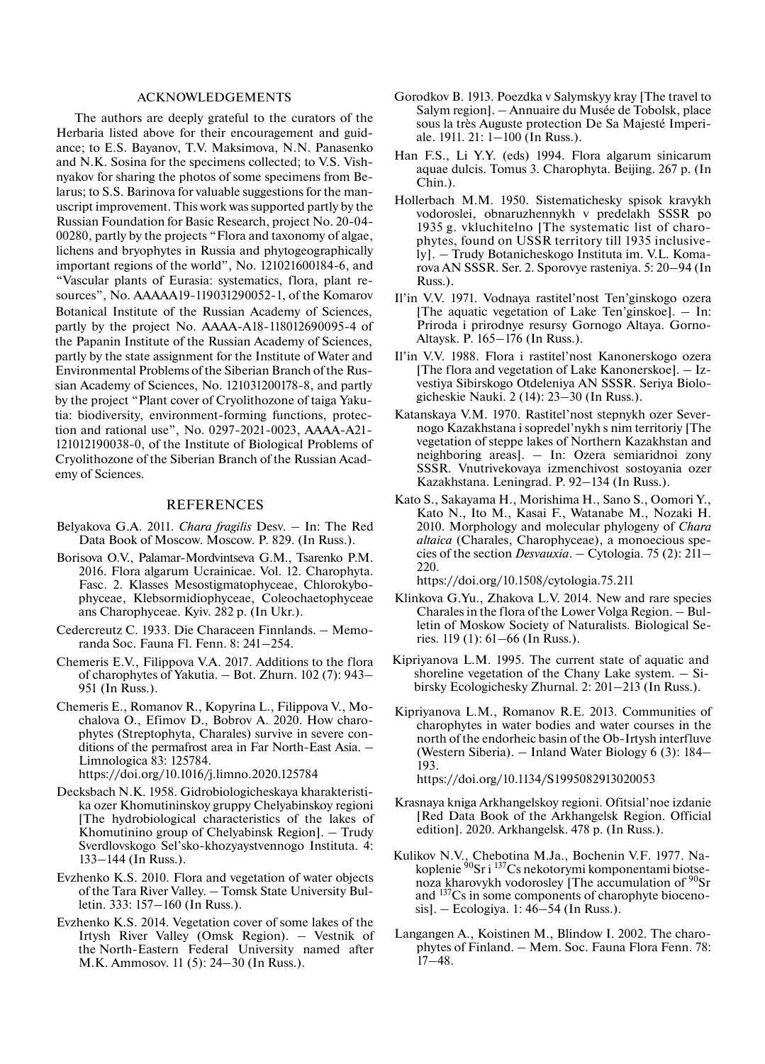## ACKNOWLEDGEMENTS

The authors are deeply grateful to the curators of the Herbaria listed above for their encouragement and guidance; to E.S. Bayanov, T.V. Maksimova, N.N. Panasenko and N.K. Sosina for the specimens collected; to V.S. Vishnyakov for sharing the photos of some specimens from Belarus; to S.S. Barinova for valuable suggestions for the manuscript improvement. This work was supported partly by the Russian Foundation for Basic Research, project No. 20-04-00280, partly by the projects "Flora and taxonomy of algae, lichens and bryophytes in Russia and phytogeographically important regions of the world", No. 121021600184-6, and "Vascular plants of Eurasia: systematics, flora, plant resources", No. AAAAA19-119031290052-1, of the Komarov Botanical Institute of the Russian Academy of Sciences, partly by the project No. AAAA-A18-118012690095-4 of the Papanin Institute of the Russian Academy of Sciences, partly by the state assignment for the Institute of Water and Environmental Problems of the Siberian Branch of the Russian Academy of Sciences, No. 121031200178-8, and partly by the project "Plant cover of Cryolithozone of taiga Yakutia: biodiversity, environment-forming functions, protection and rational use", No. 0297-2021-0023, AAAA-A21-121012190038-0, of the Institute of Biological Problems of Cryolithozone of the Siberian Branch of the Russian Academy of Sciences.

## REFERENCES

Belyakova G.A. 2011. *Chara fragilis* Desv. – In: The Red Data Book of Moscow. Moscow. P. 829. (In Russ.).

Borisova O.V., Palamar-Mordvintseva G.M., Tsarenko P.M. 2016. Flora algarum Ucrainicae. Vol. 12. Charophyta. Fasc. 2. Klasses Mesostigmatophyceae, Chlorokybophyceae, Klebsormidiophyceae, Coleochaetophyceae ans Charophyceae. Kyiv. 282 p. (In Ukr.).

Cedercreutz C. 1933. Die Characeen Finnlands. – Memoranda Soc. Fauna Fl. Fenn. 8: 241–254.

Chemeris E.V., Filippova V.A. 2017. Additions to the flora of charophytes of Yakutia. – Bot. Zhurn. 102 (7): 943–951 (In Russ.).

Chemeris E., Romanov R., Kopyrina L., Filippova V., Mochalova O., Efimov D., Bobrov A. 2020. How charophytes (Streptophyta, Charales) survive in severe conditions of the permafrost area in Far North-East Asia. – Limnologica 83: 125784.
https://doi.org/10.1016/j.limno.2020.125784

Decksbach N.K. 1958. Gidrobiologicheskaya kharakteristika ozer Khomutininskoy gruppy Chelyabinskoy regioni [The hydrobiological characteristics of the lakes of Khomutinino group of Chelyabinsk Region]. – Trudy Sverdlovskogo Sel'sko-khozyaystvennogo Instituta. 4: 133–144 (In Russ.).

Evzhenko K.S. 2010. Flora and vegetation of water objects of the Tara River Valley. – Tomsk State University Bulletin. 333: 157–160 (In Russ.).

Evzhenko K.S. 2014. Vegetation cover of some lakes of the Irtysh River Valley (Omsk Region). – Vestnik of the North-Eastern Federal University named after M.K. Ammosov. 11 (5): 24–30 (In Russ.).

Gorodkov B. 1913. Poezdka v Salymskyy kray [The travel to Salym region]. – Annuaire du Musée de Tobolsk, place sous la très Auguste protection De Sa Majesté Imperiale. 1911. 21: 1–100 (In Russ.).

Han F.S., Li Y.Y. (eds) 1994. Flora algarum sinicarum aquae dulcis. Tomus 3. Charophyta. Beijing. 267 p. (In Chin.).

Hollerbach M.M. 1950. Sistematichesky spisok kravykh vodoroslei, obnaruzhennykh v predelakh SSSR po 1935 g. vkluchitelno [The systematic list of charophytes, found on USSR territory till 1935 inclusively]. – Trudy Botanicheskogo Instituta im. V.L. Komarova AN SSSR. Ser. 2. Sporovye rasteniya. 5: 20–94 (In Russ.).

Il'in V.V. 1971. Vodnaya rastitel'nost Ten'ginskogo ozera [The aquatic vegetation of Lake Ten'ginskoe]. – In: Priroda i prirodnye resursy Gornogo Altaya. Gorno-Altaysk. P. 165–176 (In Russ.).

Il'in V.V. 1988. Flora i rastitel'nost Kanonerskogo ozera [The flora and vegetation of Lake Kanonerskoe]. – Izvestiya Sibirskogo Otdeleniya AN SSSR. Seriya Biologicheskie Nauki. 2 (14): 23–30 (In Russ.).

Katanskaya V.M. 1970. Rastitel'nost stepnykh ozer Severnogo Kazakhstana i sopredel'nykh s nim territoriy [The vegetation of steppe lakes of Northern Kazakhstan and neighboring areas]. – In: Ozera semiaridnoi zony SSSR. Vnutrivekovaya izmenchivost sostoyania ozer Kazakhstana. Leningrad. P. 92–134 (In Russ.).

Kato S., Sakayama H., Morishima H., Sano S., Oomori Y., Kato N., Ito M., Kasai F., Watanabe M., Nozaki H. 2010. Morphology and molecular phylogeny of *Chara altaica* (Charales, Charophyceae), a monoecious species of the section *Desvauxia*. – Cytologia. 75 (2): 211–220.
https://doi.org/10.1508/cytologia.75.211

Klinkova G.Yu., Zhakova L.V. 2014. New and rare species Charales in the flora of the Lower Volga Region. – Bulletin of Moskow Society of Naturalists. Biological Series. 119 (1): 61–66 (In Russ.).

Kipriyanova L.M. 1995. The current state of aquatic and shoreline vegetation of the Chany Lake system. – Sibirsky Ecologichesky Zhurnal. 2: 201–213 (In Russ.).

Kipriyanova L.M., Romanov R.E. 2013. Communities of charophytes in water bodies and water courses in the north of the endorheic basin of the Ob-Irtysh interfluve (Western Siberia). – Inland Water Biology 6 (3): 184–193.
https://doi.org/10.1134/S1995082913020053

Krasnaya kniga Arkhangelskoy regioni. Oftsial'noe izdanie [Red Data Book of the Arkhangelsk Region. Official edition]. 2020. Arkhangelsk. 478 p. (In Russ.).

Kulikov N.V., Chebotina M.Ja., Bochenin V.F. 1977. Nakoplenie $^{90}$Sr i $^{137}$Cs nekotorymi komponentami biotsenoza kharovykh vodorosley [The accumulation of $^{90}$Sr and $^{137}$Cs in some components of charophyte biocenosis]. – Ecologiya. 1: 46–54 (In Russ.).

Langangen A., Koistinen M., Blindow I. 2002. The charophytes of Finland. – Mem. Soc. Fauna Flora Fenn. 78: 17–48.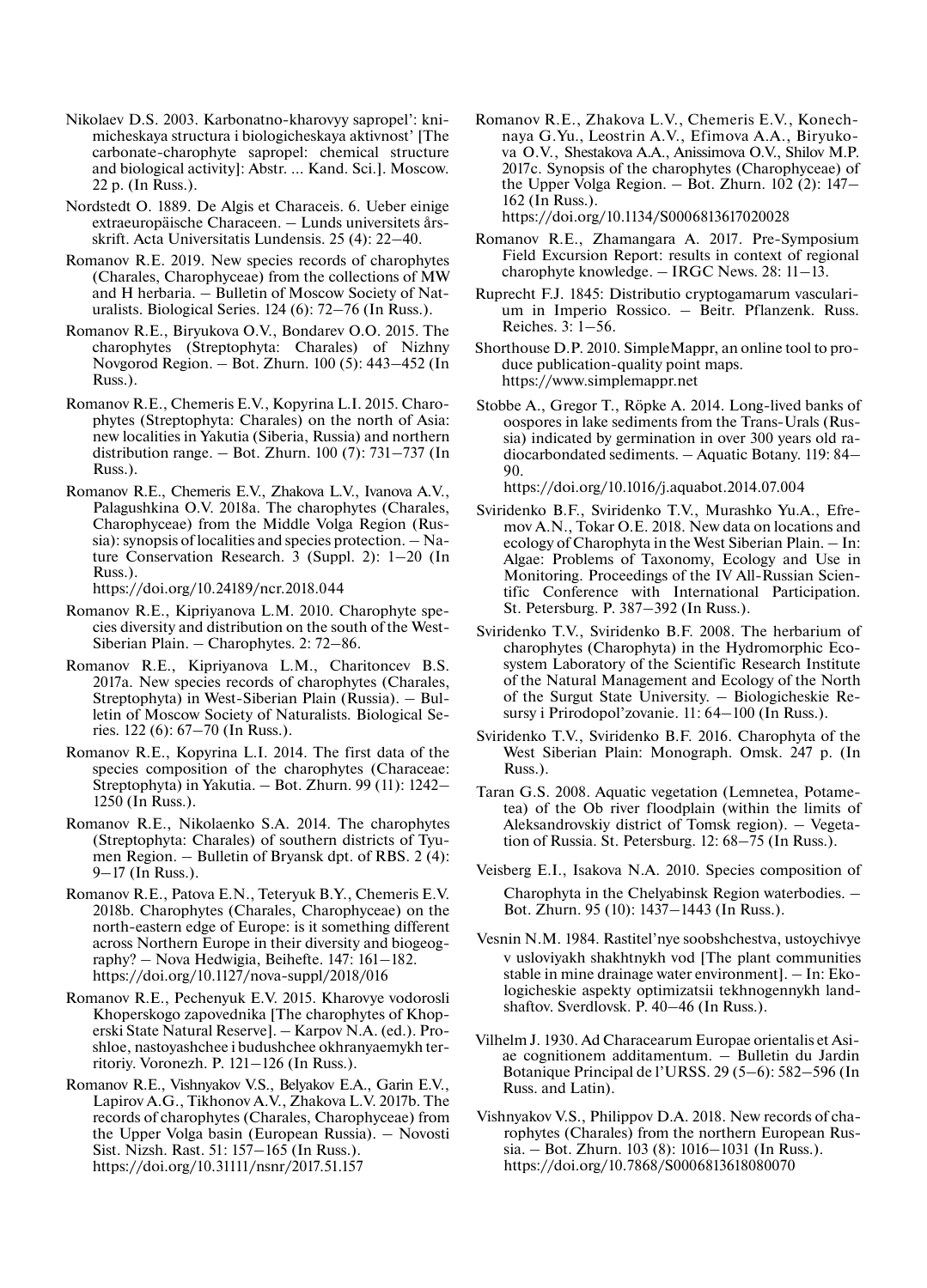Nikolaev D.S. 2003. Karbonatno-kharovyy sapropel': knimicheskaya structura i biologicheskaya aktivnost' [The carbonate-charophyte sapropel: chemical structure and biological activity]: Abstr. ... Kand. Sci.]. Moscow. 22 p. (In Russ.).

Nordstedt O. 1889. De Algis et Characeis. 6. Ueber einige extraeuropäische Characeen. – Lunds universitets årsskrift. Acta Universitatis Lundensis. 25 (4): 22–40.

Romanov R.E. 2019. New species records of charophytes (Charales, Charophyceae) from the collections of MW and H herbaria. – Bulletin of Moscow Society of Naturalists. Biological Series. 124 (6): 72–76 (In Russ.).

Romanov R.E., Biryukova O.V., Bondarev O.O. 2015. The charophytes (Streptophyta: Charales) of Nizhny Novgorod Region. – Bot. Zhurn. 100 (5): 443–452 (In Russ.).

Romanov R.E., Chemeris E.V., Kopyrina L.I. 2015. Charophytes (Streptophyta: Charales) on the north of Asia: new localities in Yakutia (Siberia, Russia) and northern distribution range. – Bot. Zhurn. 100 (7): 731–737 (In Russ.).

Romanov R.E., Chemeris E.V., Zhakova L.V., Ivanova A.V., Palagushkina O.V. 2018a. The charophytes (Charales, Charophyceae) from the Middle Volga Region (Russia): synopsis of localities and species protection. – Nature Conservation Research. 3 (Suppl. 2): 1–20 (In Russ.).
https://doi.org/10.24189/ncr.2018.044

Romanov R.E., Kipriyanova L.M. 2010. Charophyte species diversity and distribution on the south of the West-Siberian Plain. – Charophytes. 2: 72–86.

Romanov R.E., Kipriyanova L.M., Charitoncev B.S. 2017a. New species records of charophytes (Charales, Streptophyta) in West-Siberian Plain (Russia). – Bulletin of Moscow Society of Naturalists. Biological Series. 122 (6): 67–70 (In Russ.).

Romanov R.E., Kopyrina L.I. 2014. The first data of the species composition of the charophytes (Characeae: Streptophyta) in Yakutia. – Bot. Zhurn. 99 (11): 1242–1250 (In Russ.).

Romanov R.E., Nikolaenko S.A. 2014. The charophytes (Streptophyta: Charales) of southern districts of Tyumen Region. – Bulletin of Bryansk dpt. of RBS. 2 (4): 9–17 (In Russ.).

Romanov R.E., Patova E.N., Teteryuk B.Y., Chemeris E.V. 2018b. Charophytes (Charales, Charophyceae) on the north-eastern edge of Europe: is it something different across Northern Europe in their diversity and biogeography? – Nova Hedwigia, Beihefte. 147: 161–182.
https://doi.org/10.1127/nova-suppl/2018/016

Romanov R.E., Pechenyuk E.V. 2015. Kharovye vodorosli Khoperskogo zapovednika [The charophytes of Khoperski State Natural Reserve]. – Karpov N.A. (ed.). Proshloe, nastoyashchee i budushchee okhranyaemykh territoriy. Voronezh. P. 121–126 (In Russ.).

Romanov R.E., Vishnyakov V.S., Belyakov E.A., Garin E.V., Lapirov A.G., Tikhonov A.V., Zhakova L.V. 2017b. The records of charophytes (Charales, Charophyceae) from the Upper Volga basin (European Russia). – Novosti Sist. Nizsh. Rast. 51: 157–165 (In Russ.).
https://doi.org/10.31111/nsnr/2017.51.157

Romanov R.E., Zhakova L.V., Chemeris E.V., Konechnaya G.Yu., Leostrin A.V., Efimova A.A., Biryukova O.V., Shestakova A.A., Anissimova O.V., Shilov M.P. 2017c. Synopsis of the charophytes (Charophyceae) of the Upper Volga Region. – Bot. Zhurn. 102 (2): 147–162 (In Russ.).
https://doi.org/10.1134/S0006813617020028

Romanov R.E., Zhamangara A. 2017. Pre-Symposium Field Excursion Report: results in context of regional charophyte knowledge. – IRGC News. 28: 11–13.

Ruprecht F.J. 1845: Distributio cryptogamarum vascularium in Imperio Rossico. – Beitr. Pflanzenk. Russ. Reiches. 3: 1–56.

Shorthouse D.P. 2010. SimpleMappr, an online tool to produce publication-quality point maps.
https://www.simplemappr.net

Stobbe A., Gregor T., Röpke A. 2014. Long-lived banks of oospores in lake sediments from the Trans-Urals (Russia) indicated by germination in over 300 years old radiocarbondated sediments. – Aquatic Botany. 119: 84–90.
https://doi.org/10.1016/j.aquabot.2014.07.004

Sviridenko B.F., Sviridenko T.V., Murashko Yu.A., Efremov A.N., Tokar O.E. 2018. New data on locations and ecology of Charophyta in the West Siberian Plain. – In: Algae: Problems of Taxonomy, Ecology and Use in Monitoring. Proceedings of the IV All-Russian Scientific Conference with International Participation. St. Petersburg. P. 387–392 (In Russ.).

Sviridenko T.V., Sviridenko B.F. 2008. The herbarium of charophytes (Charophyta) in the Hydromorphic Ecosystem Laboratory of the Scientific Research Institute of the Natural Management and Ecology of the North of the Surgut State University. – Biologicheskie Resursy i Prirodopol'zovanie. 11: 64–100 (In Russ.).

Sviridenko T.V., Sviridenko B.F. 2016. Charophyta of the West Siberian Plain: Monograph. Omsk. 247 p. (In Russ.).

Taran G.S. 2008. Aquatic vegetation (Lemnetea, Potametea) of the Ob river floodplain (within the limits of Aleksandrovskiy district of Tomsk region). – Vegetation of Russia. St. Petersburg. 12: 68–75 (In Russ.).

Veisberg E.I., Isakova N.A. 2010. Species composition of Charophyta in the Chelyabinsk Region waterbodies. – Bot. Zhurn. 95 (10): 1437–1443 (In Russ.).

Vesnin N.M. 1984. Rastitel'nye soobshchestva, ustoychivye v usloviyakh shakhtnykh vod [The plant communities stable in mine drainage water environment]. – In: Ekologicheskie aspekty optimizatsii tekhnogennykh landshaftov. Sverdlovsk. P. 40–46 (In Russ.).

Vilhelm J. 1930. Ad Characearum Europae orientalis et Asiae cognitionem additamentum. – Bulletin du Jardin Botanique Principal de l'URSS. 29 (5–6): 582–596 (In Russ. and Latin).

Vishnyakov V.S., Philippov D.A. 2018. New records of charophytes (Charales) from the northern European Russia. – Bot. Zhurn. 103 (8): 1016–1031 (In Russ.).
https://doi.org/10.7868/S0006813618080070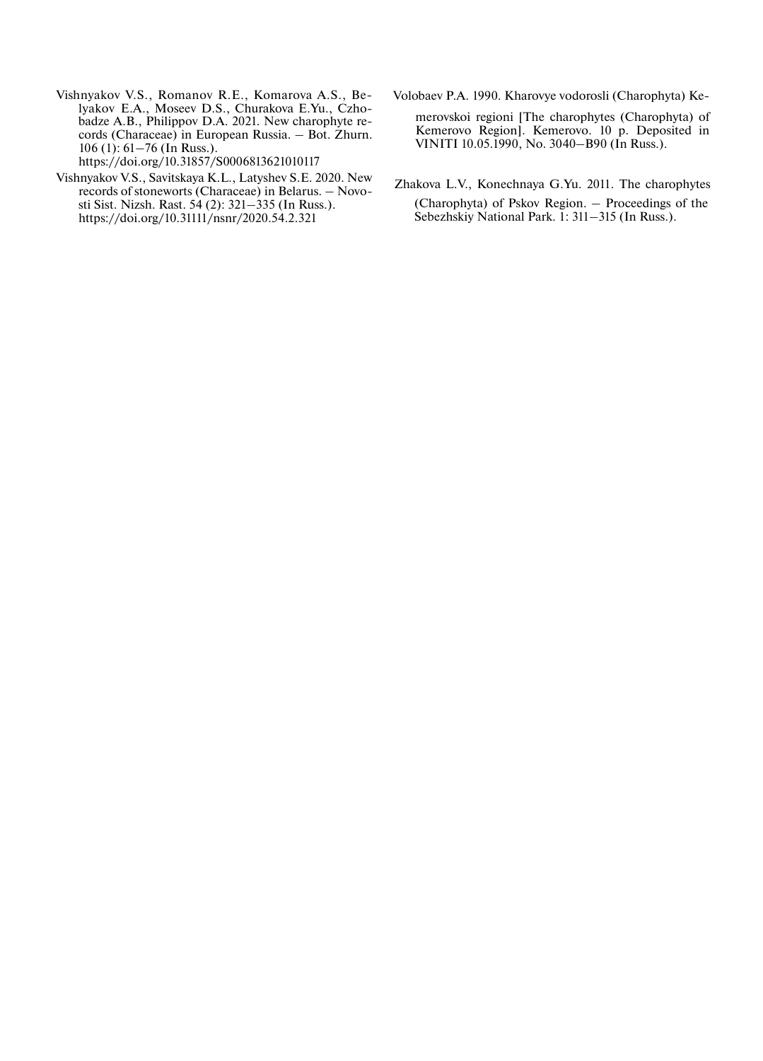Vishnyakov V.S., Romanov R.E., Komarova A.S., Belyakov E.A., Moseev D.S., Churakova E.Yu., Czhobadze A.B., Philippov D.A. 2021. New charophyte records (Characeae) in European Russia. – Bot. Zhurn. 106 (1): 61–76 (In Russ.). https://doi.org/10.31857/S0006813621010117

Vishnyakov V.S., Savitskaya K.L., Latyshev S.E. 2020. New records of stoneworts (Characeae) in Belarus. – Novosti Sist. Nizsh. Rast. 54 (2): 321–335 (In Russ.). https://doi.org/10.31111/nsnr/2020.54.2.321

Volobaev P.A. 1990. Kharovye vodorosli (Charophyta) Kemerovskoi regioni [The charophytes (Charophyta) of Kemerovo Region]. Kemerovo. 10 p. Deposited in VINITI 10.05.1990, No. 3040–B90 (In Russ.).

Zhakova L.V., Konechnaya G.Yu. 2011. The charophytes (Charophyta) of Pskov Region. – Proceedings of the Sebezhskiy National Park. 1: 311–315 (In Russ.).